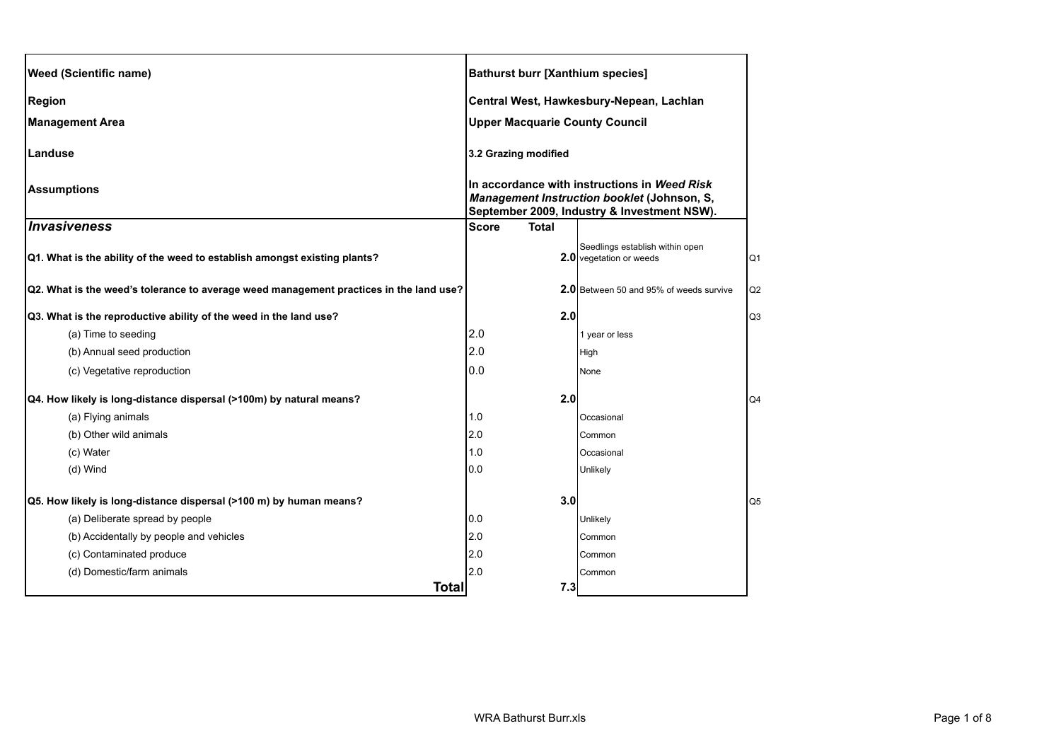| | | | | |
|---|---|---|---|---|
| **Weed (Scientific name)** | **Bathurst burr [Xanthium species]** | | | |
| **Region** | **Central West, Hawkesbury-Nepean, Lachlan** | | | |
| **Management Area** | **Upper Macquarie County Council** | | | |
| **Landuse** | **3.2 Grazing modified** | | | |
| **Assumptions** | **In accordance with instructions in *Weed Risk Management Instruction booklet* (Johnson, S, September 2009, Industry & Investment NSW).** | | | |
| ***Invasiveness*** | **Score** | **Total** | | |
| **Q1. What is the ability of the weed to establish amongst existing plants?** | | **2.0** | Seedlings establish within open vegetation or weeds | Q1 |
| **Q2. What is the weed's tolerance to average weed management practices in the land use?** | | **2.0** | Between 50 and 95% of weeds survive | Q2 |
| **Q3. What is the reproductive ability of the weed in the land use?** | | **2.0** | | Q3 |
| (a) Time to seeding | 2.0 | | 1 year or less | |
| (b) Annual seed production | 2.0 | | High | |
| (c) Vegetative reproduction | 0.0 | | None | |
| **Q4. How likely is long-distance dispersal (>100m) by natural means?** | | **2.0** | | Q4 |
| (a) Flying animals | 1.0 | | Occasional | |
| (b) Other wild animals | 2.0 | | Common | |
| (c) Water | 1.0 | | Occasional | |
| (d) Wind | 0.0 | | Unlikely | |
| **Q5. How likely is long-distance dispersal (>100 m) by human means?** | | **3.0** | | Q5 |
| (a) Deliberate spread by people | 0.0 | | Unlikely | |
| (b) Accidentally by people and vehicles | 2.0 | | Common | |
| (c) Contaminated produce | 2.0 | | Common | |
| (d) Domestic/farm animals | 2.0 | | Common | |
| **Total** | | **7.3** | | |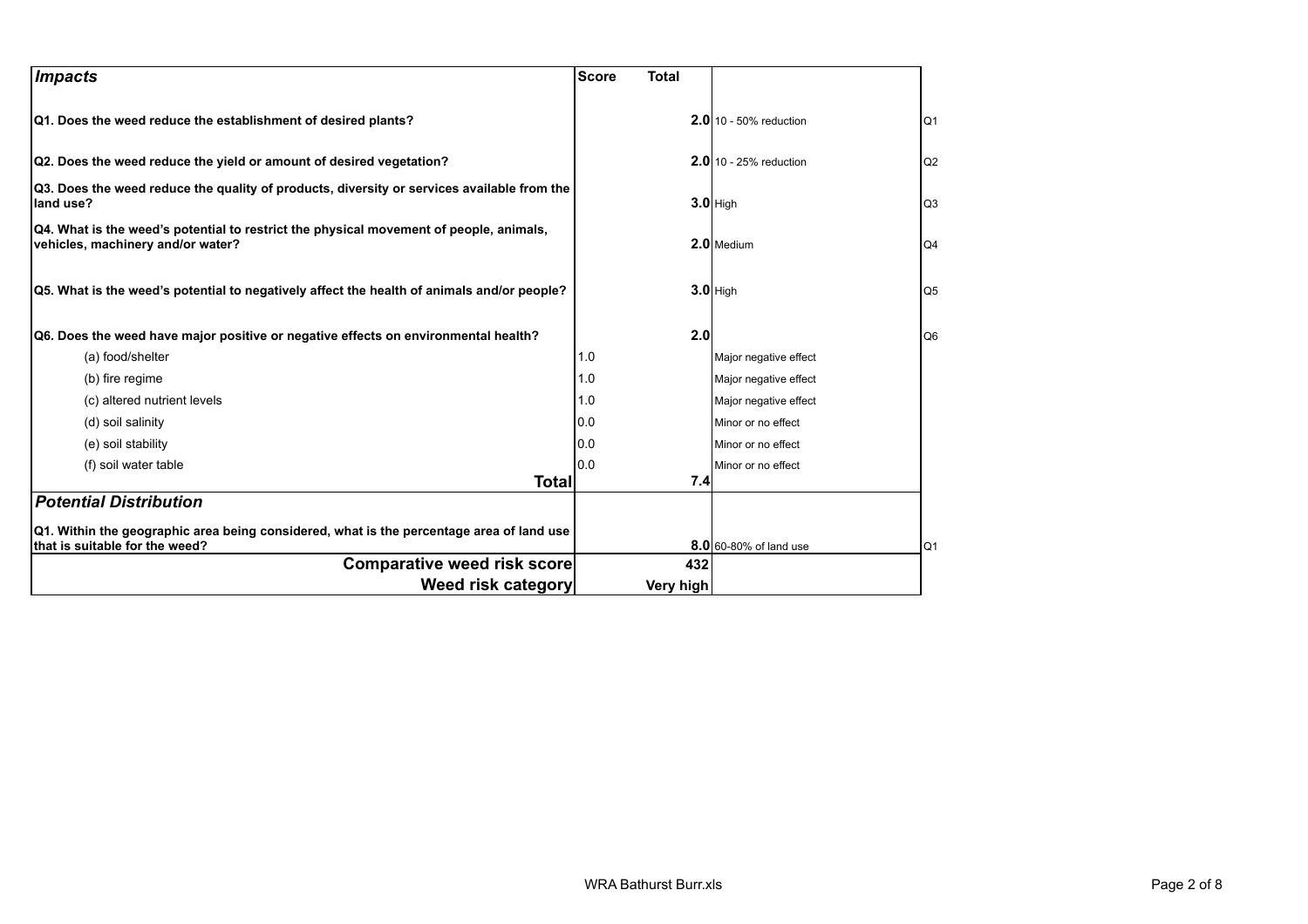| *Impacts* | Score | Total | | |
|---|---|---|---|---|
| **Q1. Does the weed reduce the establishment of desired plants?** | | **2.0** | 10 - 50% reduction | Q1 |
| **Q2. Does the weed reduce the yield or amount of desired vegetation?** | | **2.0** | 10 - 25% reduction | Q2 |
| **Q3. Does the weed reduce the quality of products, diversity or services available from the land use?** | | **3.0** | High | Q3 |
| **Q4. What is the weed's potential to restrict the physical movement of people, animals, vehicles, machinery and/or water?** | | **2.0** | Medium | Q4 |
| **Q5. What is the weed's potential to negatively affect the health of animals and/or people?** | | **3.0** | High | Q5 |
| **Q6. Does the weed have major positive or negative effects on environmental health?** | | **2.0** | | Q6 |
| (a) food/shelter | 1.0 | | Major negative effect | |
| (b) fire regime | 1.0 | | Major negative effect | |
| (c) altered nutrient levels | 1.0 | | Major negative effect | |
| (d) soil salinity | 0.0 | | Minor or no effect | |
| (e) soil stability | 0.0 | | Minor or no effect | |
| (f) soil water table | 0.0 | | Minor or no effect | |
| **Total** | | **7.4** | | |
| ***Potential Distribution*** | | | | |
| **Q1. Within the geographic area being considered, what is the percentage area of land use that is suitable for the weed?** | | **8.0** | 60-80% of land use | Q1 |
| **Comparative weed risk score** | | **432** | | |
| **Weed risk category** | | **Very high** | | |

WRA Bathurst Burr.xls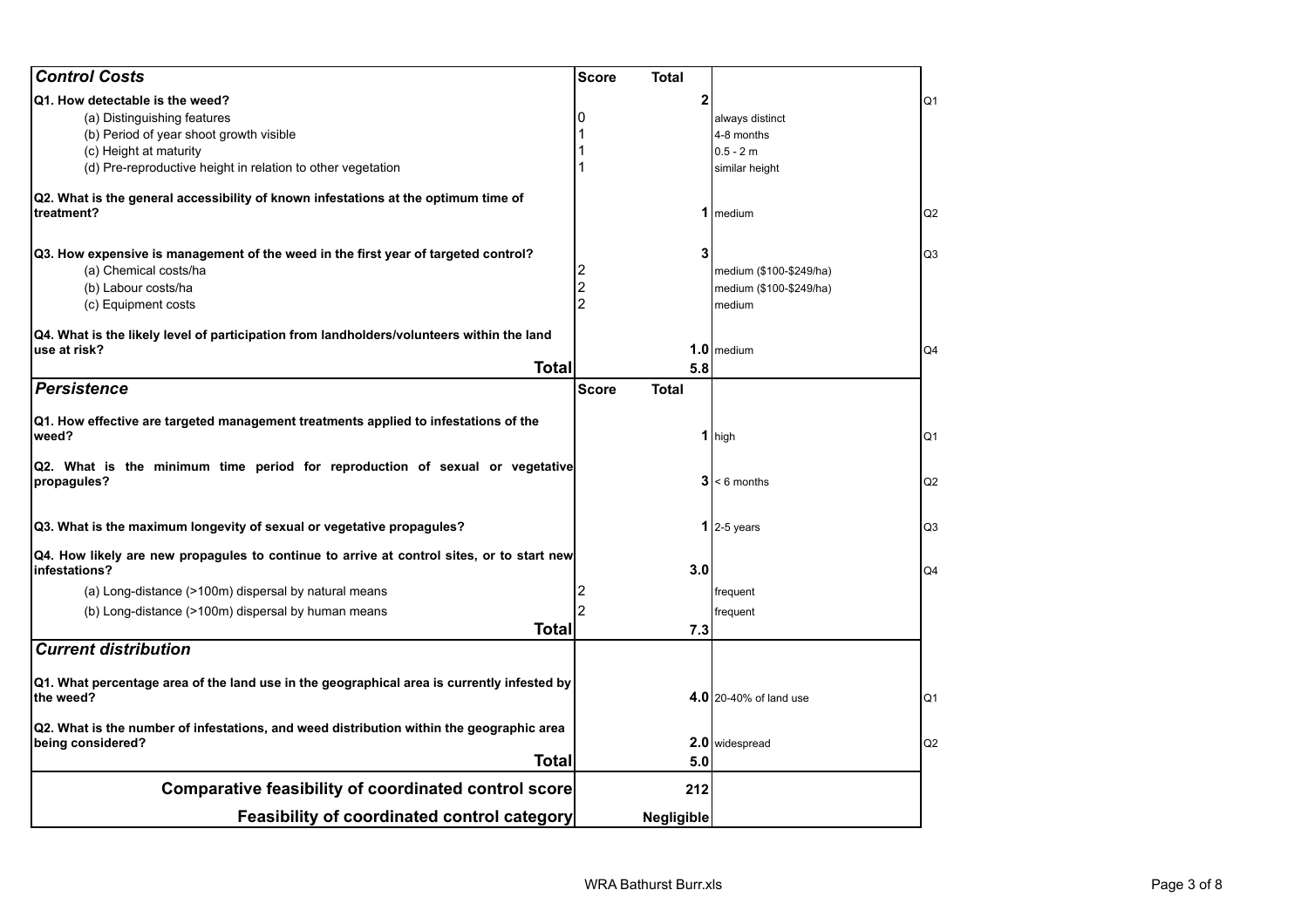| Control Costs | Score | Total | | |
|---|---|---|---|---|
| **Q1. How detectable is the weed?** | | **2** | | Q1 |
| (a) Distinguishing features | 0 | | always distinct | |
| (b) Period of year shoot growth visible | 1 | | 4-8 months | |
| (c) Height at maturity | 1 | | 0.5 - 2 m | |
| (d) Pre-reproductive height in relation to other vegetation | 1 | | similar height | |
| **Q2. What is the general accessibility of known infestations at the optimum time of treatment?** | | **1** | medium | Q2 |
| **Q3. How expensive is management of the weed in the first year of targeted control?** | | **3** | | Q3 |
| (a) Chemical costs/ha | 2 | | medium ($100-$249/ha) | |
| (b) Labour costs/ha | 2 | | medium ($100-$249/ha) | |
| (c) Equipment costs | 2 | | medium | |
| **Q4. What is the likely level of participation from landholders/volunteers within the land use at risk?** | | **1.0** | medium | Q4 |
| **Total** | | **5.8** | | |

| Persistence | Score | Total | | |
|---|---|---|---|---|
| **Q1. How effective are targeted management treatments applied to infestations of the weed?** | | **1** | high | Q1 |
| **Q2. What is the minimum time period for reproduction of sexual or vegetative propagules?** | | **3** | < 6 months | Q2 |
| **Q3. What is the maximum longevity of sexual or vegetative propagules?** | | **1** | 2-5 years | Q3 |
| **Q4. How likely are new propagules to continue to arrive at control sites, or to start new infestations?** | | **3.0** | | Q4 |
| (a) Long-distance (>100m) dispersal by natural means | 2 | | frequent | |
| (b) Long-distance (>100m) dispersal by human means | 2 | | frequent | |
| **Total** | | **7.3** | | |

| Current distribution | | | | |
|---|---|---|---|---|
| **Q1. What percentage area of the land use in the geographical area is currently infested by the weed?** | | **4.0** | 20-40% of land use | Q1 |
| **Q2. What is the number of infestations, and weed distribution within the geographic area being considered?** | | **2.0** | widespread | Q2 |
| **Total** | | **5.0** | | |

| | | |
|---|---|---|
| **Comparative feasibility of coordinated control score** | **212** | |
| **Feasibility of coordinated control category** | **Negligible** | |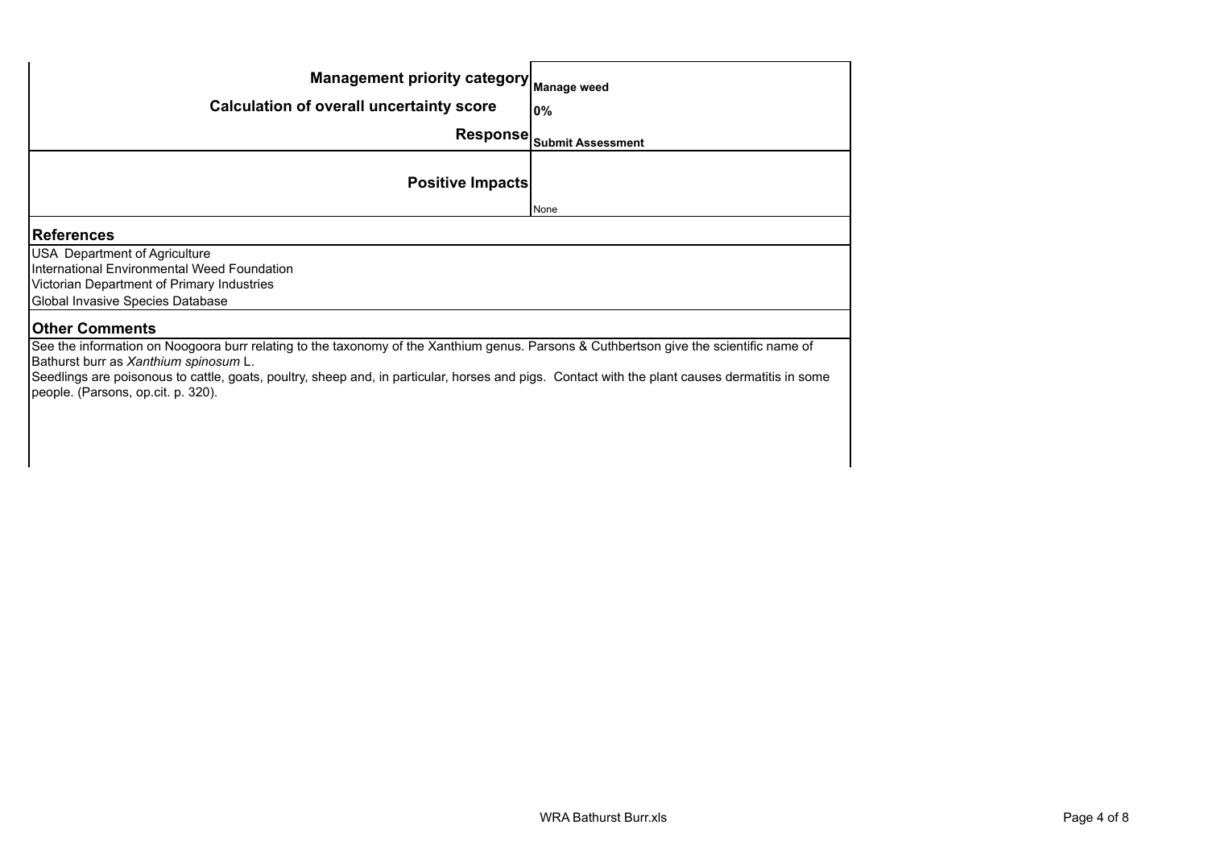| | |
|---|---|
| **Management priority category** | **Manage weed** |
| **Calculation of overall uncertainty score** | **0%** |
| **Response** | **Submit Assessment** |
| **Positive Impacts** | None |

## References

USA Department of Agriculture
International Environmental Weed Foundation
Victorian Department of Primary Industries
Global Invasive Species Database

## Other Comments

See the information on Noogoora burr relating to the taxonomy of the Xanthium genus. Parsons & Cuthbertson give the scientific name of Bathurst burr as *Xanthium spinosum* L.
Seedlings are poisonous to cattle, goats, poultry, sheep and, in particular, horses and pigs. Contact with the plant causes dermatitis in some people. (Parsons, op.cit. p. 320).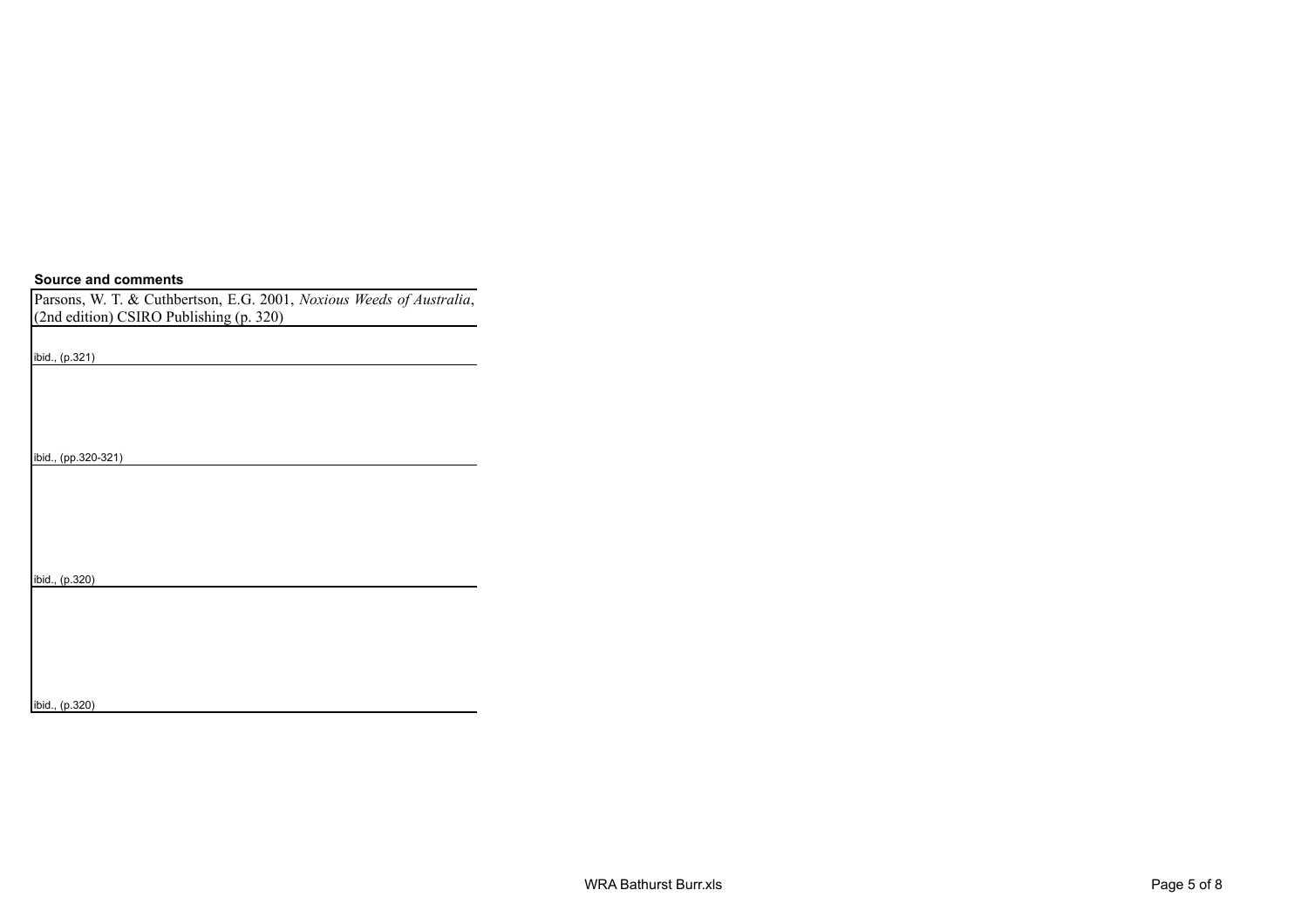| Source and comments |
| --- |
| Parsons, W. T. & Cuthbertson, E.G. 2001, *Noxious Weeds of Australia*, (2nd edition) CSIRO Publishing (p. 320) |
| ibid., (p.321) |
| ibid., (pp.320-321) |
| ibid., (p.320) |
| ibid., (p.320) |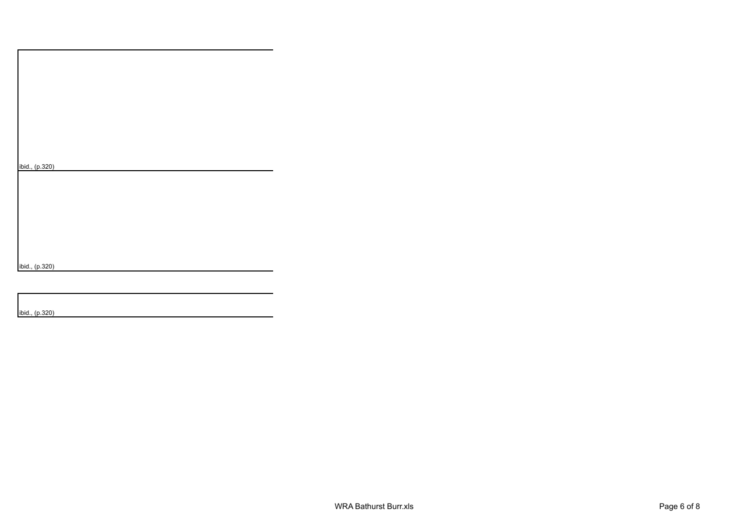ibid., (p.320)

ibid., (p.320)

ibid., (p.320)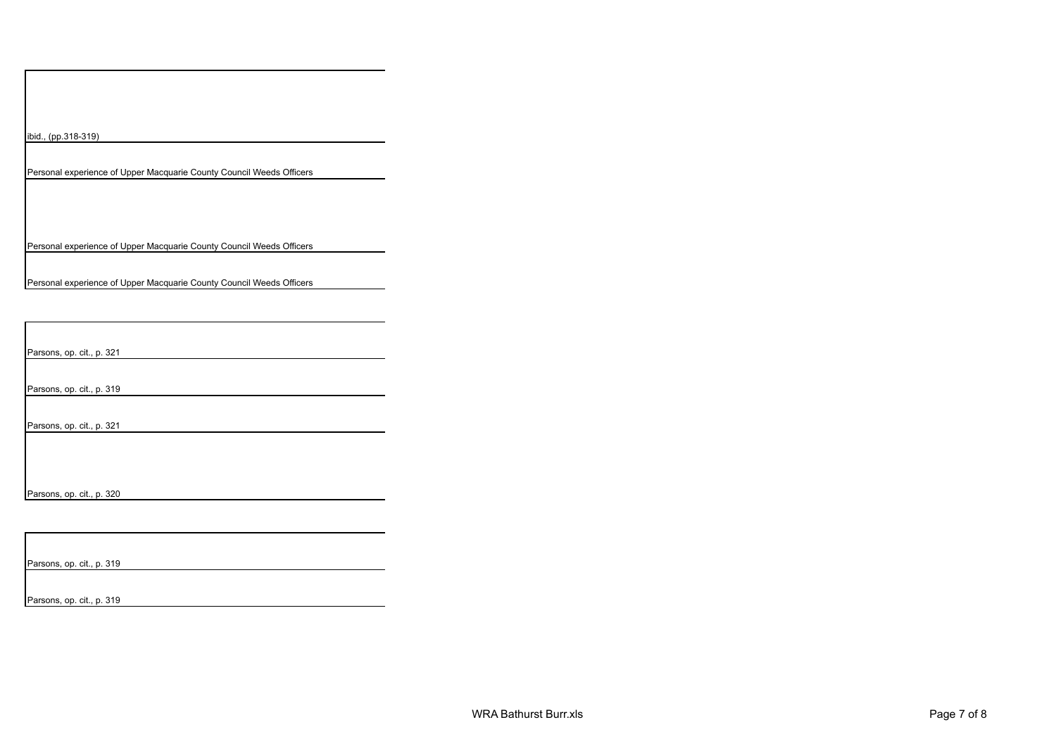| |
|---|
| ibid., (pp.318-319) |
| Personal experience of Upper Macquarie County Council Weeds Officers |
| Personal experience of Upper Macquarie County Council Weeds Officers |
| Personal experience of Upper Macquarie County Council Weeds Officers |

| |
|---|
| Parsons, op. cit., p. 321 |
| Parsons, op. cit., p. 319 |
| Parsons, op. cit., p. 321 |
| Parsons, op. cit., p. 320 |

| |
|---|
| Parsons, op. cit., p. 319 |
| Parsons, op. cit., p. 319 |